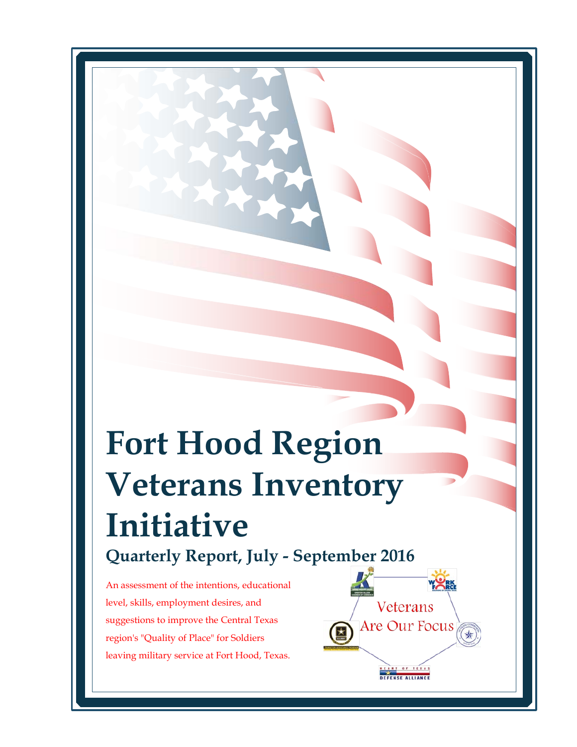# Fort Hood Region Veterans Inventory Initiative

## Quarterly Report, July - September 2016

An assessment of the intentions, educational level, skills, employment desires, and suggestions to improve the Central Texas region's "Quality of Place" for Soldiers leaving military service at Fort Hood, Texas.

Veterans Are Our Focus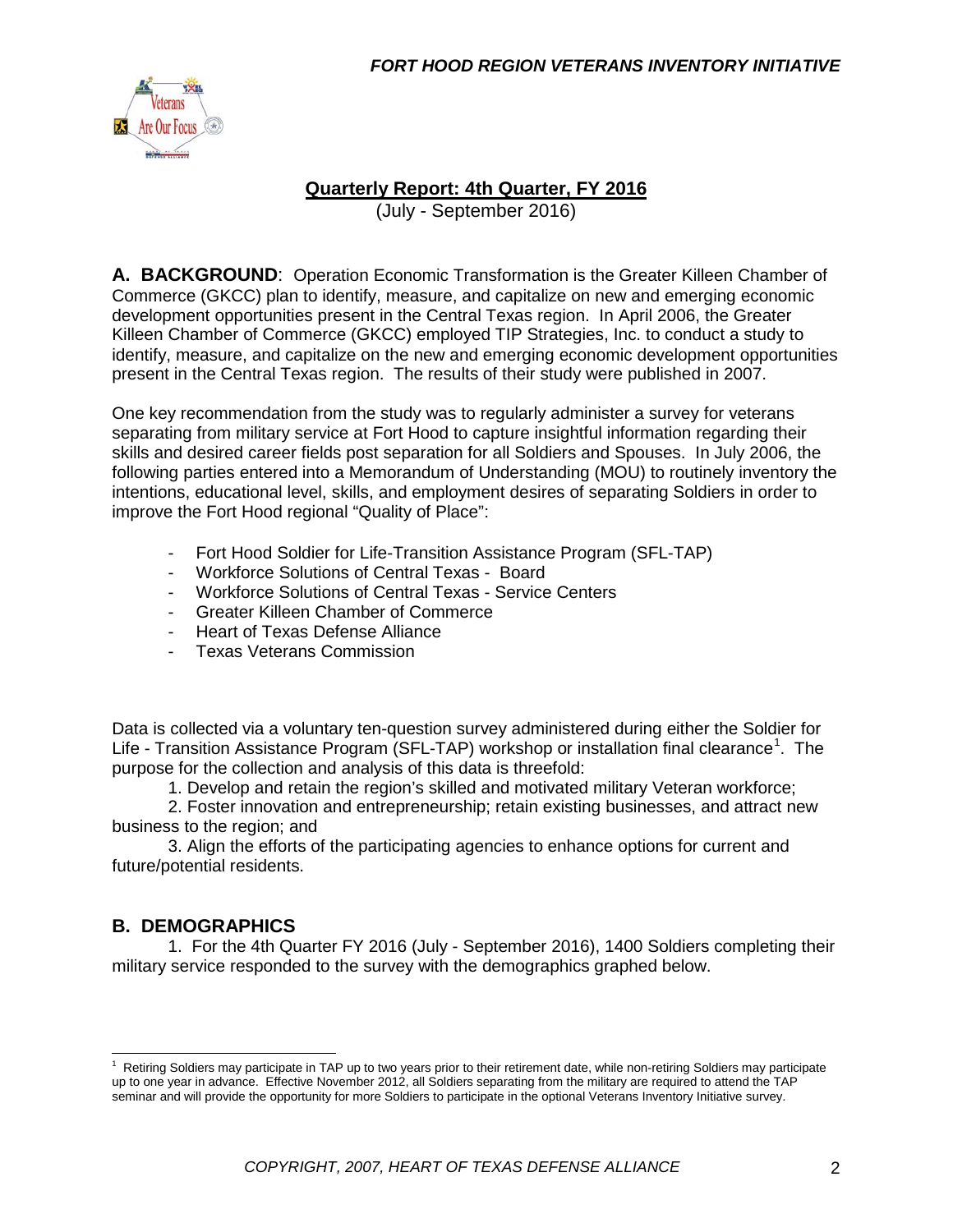## Quarterly Report: 4th Quarter, FY 2016

(July - September 2016)

**A. BACKGROUND**: Operation Economic Transformation is the Greater Killeen Chamber of Commerce (GKCC) plan to identify, measure, and capitalize on new and emerging economic development opportunities present in the Central Texas region. In April 2006, the Greater Killeen Chamber of Commerce (GKCC) employed TIP Strategies, Inc. to conduct a study to identify, measure, and capitalize on the new and emerging economic development opportunities present in the Central Texas region. The results of their study were published in 2007.

One key recommendation from the study was to regularly administer a survey for veterans separating from military service at Fort Hood to capture insightful information regarding their skills and desired career fields post separation for all Soldiers and Spouses. In July 2006, the following parties entered into a Memorandum of Understanding (MOU) to routinely inventory the intentions, educational level, skills, and employment desires of separating Soldiers in order to improve the Fort Hood regional "Quality of Place":

- Fort Hood Soldier for Life-Transition Assistance Program (SFL-TAP)
- Workforce Solutions of Central Texas - Board
- Workforce Solutions of Central Texas - Service Centers
- Greater Killeen Chamber of Commerce
- Heart of Texas Defense Alliance
- Texas Veterans Commission

Data is collected via a voluntary ten-question survey administered during either the Soldier for Life - Transition Assistance Program (SFL-TAP) workshop or installation final clearance[1]. The purpose for the collection and analysis of this data is threefold:

1. Develop and retain the region's skilled and motivated military Veteran workforce;
2. Foster innovation and entrepreneurship; retain existing businesses, and attract new business to the region; and
3. Align the efforts of the participating agencies to enhance options for current and future/potential residents.

## B. DEMOGRAPHICS

1. For the 4th Quarter FY 2016 (July - September 2016), 1400 Soldiers completing their military service responded to the survey with the demographics graphed below.

[1] Retiring Soldiers may participate in TAP up to two years prior to their retirement date, while non-retiring Soldiers may participate up to one year in advance. Effective November 2012, all Soldiers separating from the military are required to attend the TAP seminar and will provide the opportunity for more Soldiers to participate in the optional Veterans Inventory Initiative survey.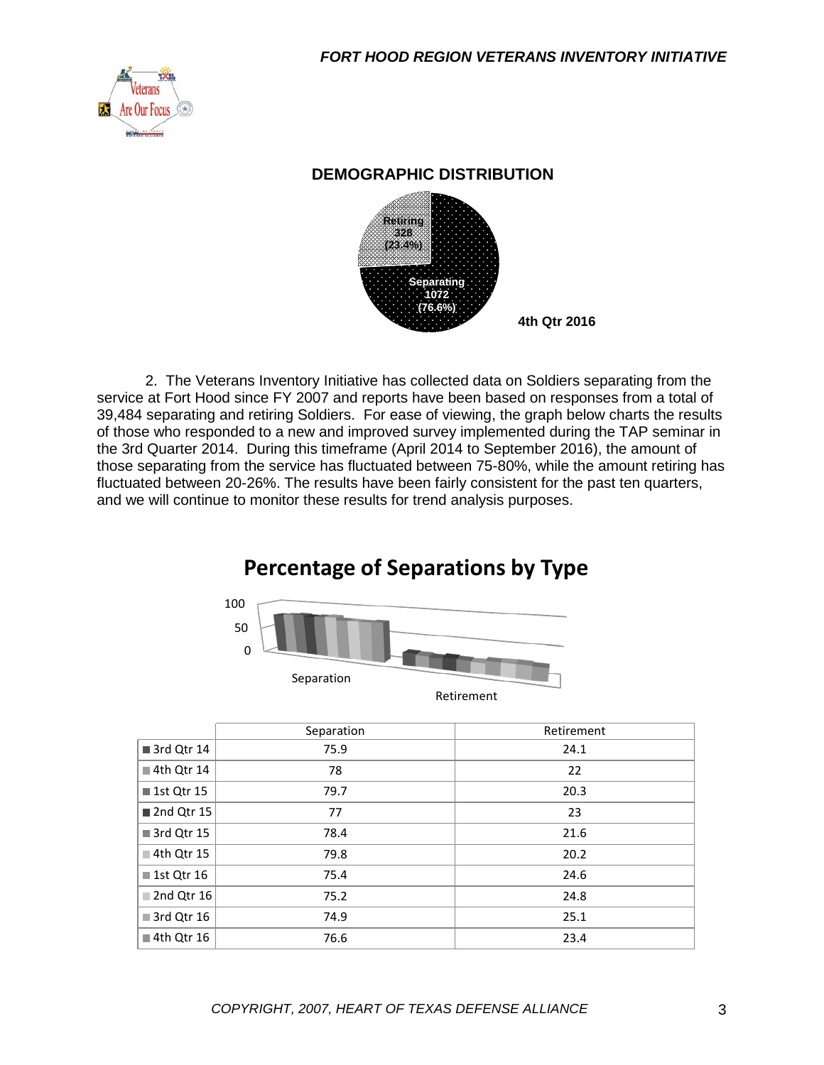## DEMOGRAPHIC DISTRIBUTION

Retiring 328 (23.4%)

Separating 1072 (76.6%)

4th Qtr 2016

2. The Veterans Inventory Initiative has collected data on Soldiers separating from the service at Fort Hood since FY 2007 and reports have been based on responses from a total of 39,484 separating and retiring Soldiers. For ease of viewing, the graph below charts the results of those who responded to a new and improved survey implemented during the TAP seminar in the 3rd Quarter 2014. During this timeframe (April 2014 to September 2016), the amount of those separating from the service has fluctuated between 75-80%, while the amount retiring has fluctuated between 20-26%. The results have been fairly consistent for the past ten quarters, and we will continue to monitor these results for trend analysis purposes.

## Percentage of Separations by Type

| | Separation | Retirement |
|---|---|---|
| 3rd Qtr 14 | 75.9 | 24.1 |
| 4th Qtr 14 | 78 | 22 |
| 1st Qtr 15 | 79.7 | 20.3 |
| 2nd Qtr 15 | 77 | 23 |
| 3rd Qtr 15 | 78.4 | 21.6 |
| 4th Qtr 15 | 79.8 | 20.2 |
| 1st Qtr 16 | 75.4 | 24.6 |
| 2nd Qtr 16 | 75.2 | 24.8 |
| 3rd Qtr 16 | 74.9 | 25.1 |
| 4th Qtr 16 | 76.6 | 23.4 |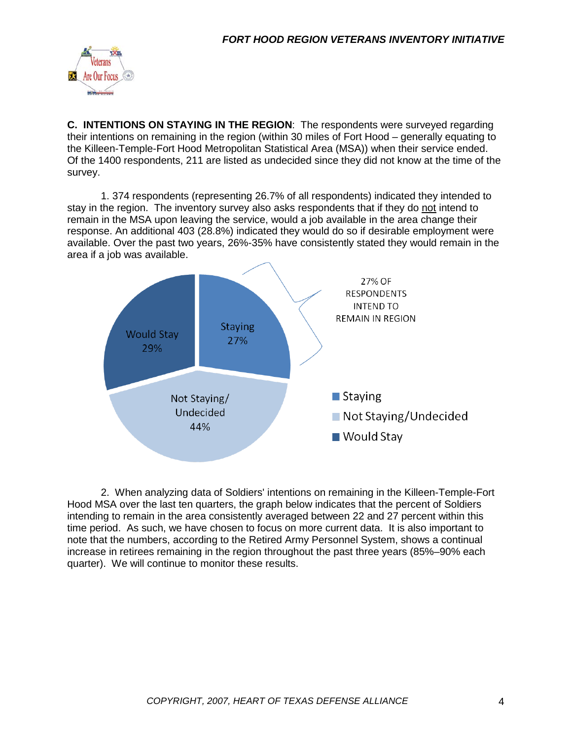**C. INTENTIONS ON STAYING IN THE REGION**: The respondents were surveyed regarding their intentions on remaining in the region (within 30 miles of Fort Hood – generally equating to the Killeen-Temple-Fort Hood Metropolitan Statistical Area (MSA)) when their service ended. Of the 1400 respondents, 211 are listed as undecided since they did not know at the time of the survey.

1. 374 respondents (representing 26.7% of all respondents) indicated they intended to stay in the region. The inventory survey also asks respondents that if they do not intend to remain in the MSA upon leaving the service, would a job available in the area change their response. An additional 403 (28.8%) indicated they would do so if desirable employment were available. Over the past two years, 26%-35% have consistently stated they would remain in the area if a job was available.

27% OF RESPONDENTS INTEND TO REMAIN IN REGION

| Category | Percent |
| --- | --- |
| Staying | 27% |
| Not Staying/Undecided | 44% |
| Would Stay | 29% |

2. When analyzing data of Soldiers' intentions on remaining in the Killeen-Temple-Fort Hood MSA over the last ten quarters, the graph below indicates that the percent of Soldiers intending to remain in the area consistently averaged between 22 and 27 percent within this time period. As such, we have chosen to focus on more current data. It is also important to note that the numbers, according to the Retired Army Personnel System, shows a continual increase in retirees remaining in the region throughout the past three years (85%–90% each quarter). We will continue to monitor these results.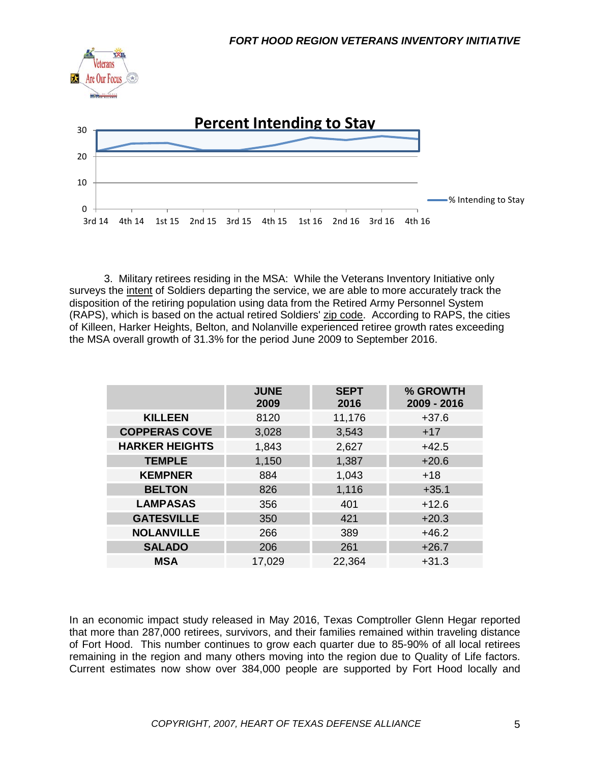**Percent Intending to Stay**

3. Military retirees residing in the MSA: While the Veterans Inventory Initiative only surveys the intent of Soldiers departing the service, we are able to more accurately track the disposition of the retiring population using data from the Retired Army Personnel System (RAPS), which is based on the actual retired Soldiers' zip code. According to RAPS, the cities of Killeen, Harker Heights, Belton, and Nolanville experienced retiree growth rates exceeding the MSA overall growth of 31.3% for the period June 2009 to September 2016.

| | JUNE 2009 | SEPT 2016 | % GROWTH 2009 - 2016 |
|---|---|---|---|
| **KILLEEN** | 8120 | 11,176 | +37.6 |
| **COPPERAS COVE** | 3,028 | 3,543 | +17 |
| **HARKER HEIGHTS** | 1,843 | 2,627 | +42.5 |
| **TEMPLE** | 1,150 | 1,387 | +20.6 |
| **KEMPNER** | 884 | 1,043 | +18 |
| **BELTON** | 826 | 1,116 | +35.1 |
| **LAMPASAS** | 356 | 401 | +12.6 |
| **GATESVILLE** | 350 | 421 | +20.3 |
| **NOLANVILLE** | 266 | 389 | +46.2 |
| **SALADO** | 206 | 261 | +26.7 |
| **MSA** | 17,029 | 22,364 | +31.3 |

In an economic impact study released in May 2016, Texas Comptroller Glenn Hegar reported that more than 287,000 retirees, survivors, and their families remained within traveling distance of Fort Hood. This number continues to grow each quarter due to 85-90% of all local retirees remaining in the region and many others moving into the region due to Quality of Life factors. Current estimates now show over 384,000 people are supported by Fort Hood locally and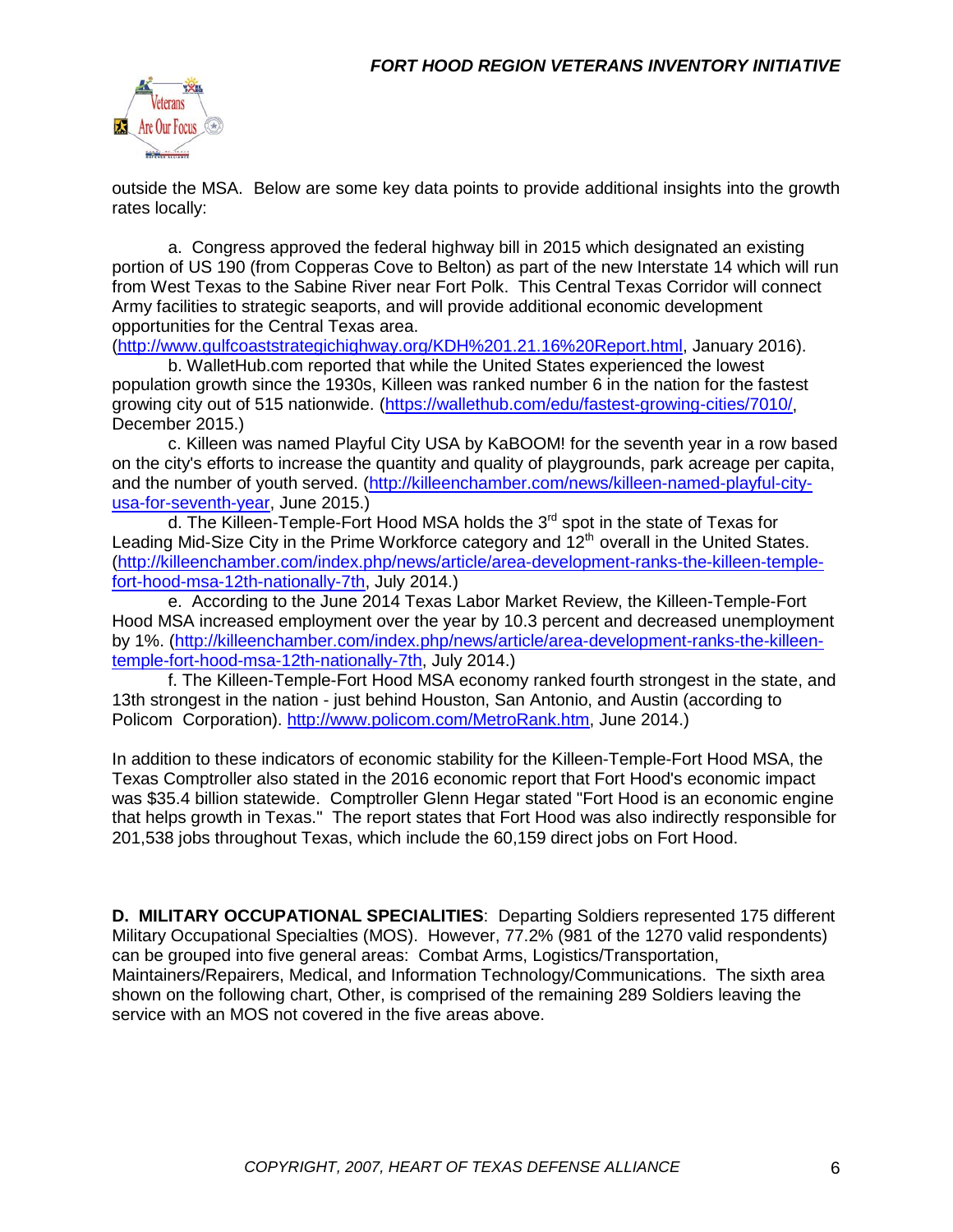outside the MSA. Below are some key data points to provide additional insights into the growth rates locally:

a. Congress approved the federal highway bill in 2015 which designated an existing portion of US 190 (from Copperas Cove to Belton) as part of the new Interstate 14 which will run from West Texas to the Sabine River near Fort Polk. This Central Texas Corridor will connect Army facilities to strategic seaports, and will provide additional economic development opportunities for the Central Texas area. (http://www.gulfcoaststrategichighway.org/KDH%201.21.16%20Report.html, January 2016).

b. WalletHub.com reported that while the United States experienced the lowest population growth since the 1930s, Killeen was ranked number 6 in the nation for the fastest growing city out of 515 nationwide. (https://wallethub.com/edu/fastest-growing-cities/7010/, December 2015.)

c. Killeen was named Playful City USA by KaBOOM! for the seventh year in a row based on the city's efforts to increase the quantity and quality of playgrounds, park acreage per capita, and the number of youth served. (http://killeenchamber.com/news/killeen-named-playful-city-usa-for-seventh-year, June 2015.)

d. The Killeen-Temple-Fort Hood MSA holds the 3rd spot in the state of Texas for Leading Mid-Size City in the Prime Workforce category and 12th overall in the United States. (http://killeenchamber.com/index.php/news/article/area-development-ranks-the-killeen-temple-fort-hood-msa-12th-nationally-7th, July 2014.)

e. According to the June 2014 Texas Labor Market Review, the Killeen-Temple-Fort Hood MSA increased employment over the year by 10.3 percent and decreased unemployment by 1%. (http://killeenchamber.com/index.php/news/article/area-development-ranks-the-killeen-temple-fort-hood-msa-12th-nationally-7th, July 2014.)

f. The Killeen-Temple-Fort Hood MSA economy ranked fourth strongest in the state, and 13th strongest in the nation - just behind Houston, San Antonio, and Austin (according to Policom Corporation). http://www.policom.com/MetroRank.htm, June 2014.)

In addition to these indicators of economic stability for the Killeen-Temple-Fort Hood MSA, the Texas Comptroller also stated in the 2016 economic report that Fort Hood's economic impact was $35.4 billion statewide. Comptroller Glenn Hegar stated "Fort Hood is an economic engine that helps growth in Texas." The report states that Fort Hood was also indirectly responsible for 201,538 jobs throughout Texas, which include the 60,159 direct jobs on Fort Hood.

**D. MILITARY OCCUPATIONAL SPECIALITIES**: Departing Soldiers represented 175 different Military Occupational Specialties (MOS). However, 77.2% (981 of the 1270 valid respondents) can be grouped into five general areas: Combat Arms, Logistics/Transportation, Maintainers/Repairers, Medical, and Information Technology/Communications. The sixth area shown on the following chart, Other, is comprised of the remaining 289 Soldiers leaving the service with an MOS not covered in the five areas above.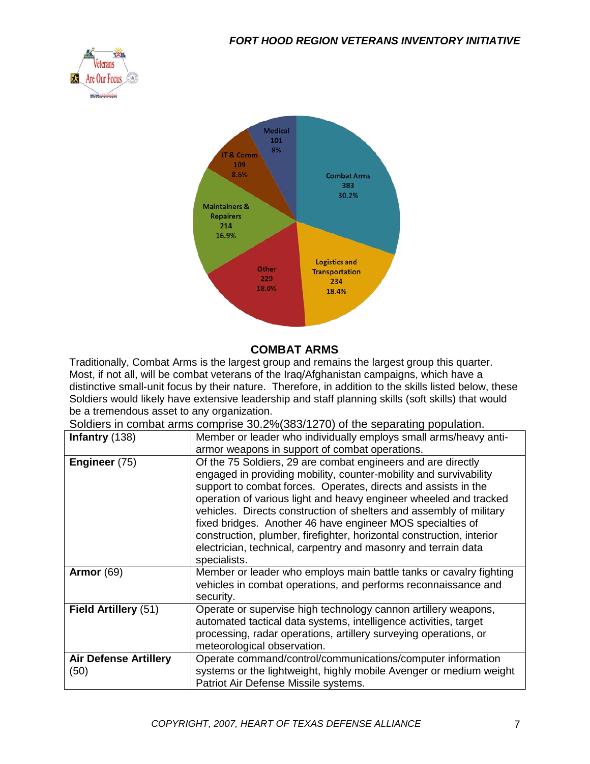Medical
101
8%

IT & Comm
109
8.6%

Combat Arms
383
30.2%

Maintainers & Repairers
214
16.9%

Other
229
18.0%

Logistics and Transportation
234
18.4%

## COMBAT ARMS

Traditionally, Combat Arms is the largest group and remains the largest group this quarter. Most, if not all, will be combat veterans of the Iraq/Afghanistan campaigns, which have a distinctive small-unit focus by their nature. Therefore, in addition to the skills listed below, these Soldiers would likely have extensive leadership and staff planning skills (soft skills) that would be a tremendous asset to any organization.

Soldiers in combat arms comprise 30.2%(383/1270) of the separating population.

| **Infantry** (138) | Member or leader who individually employs small arms/heavy anti-armor weapons in support of combat operations. |
|---|---|
| **Engineer** (75) | Of the 75 Soldiers, 29 are combat engineers and are directly engaged in providing mobility, counter-mobility and survivability support to combat forces. Operates, directs and assists in the operation of various light and heavy engineer wheeled and tracked vehicles. Directs construction of shelters and assembly of military fixed bridges. Another 46 have engineer MOS specialties of construction, plumber, firefighter, horizontal construction, interior electrician, technical, carpentry and masonry and terrain data specialists. |
| **Armor** (69) | Member or leader who employs main battle tanks or cavalry fighting vehicles in combat operations, and performs reconnaissance and security. |
| **Field Artillery** (51) | Operate or supervise high technology cannon artillery weapons, automated tactical data systems, intelligence activities, target processing, radar operations, artillery surveying operations, or meteorological observation. |
| **Air Defense Artillery** (50) | Operate command/control/communications/computer information systems or the lightweight, highly mobile Avenger or medium weight Patriot Air Defense Missile systems. |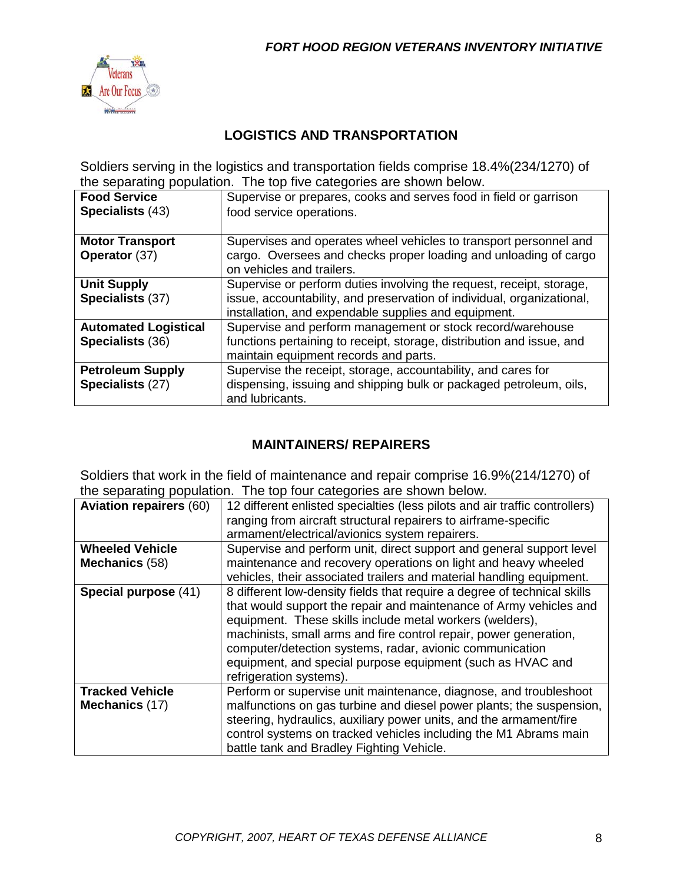## LOGISTICS AND TRANSPORTATION

Soldiers serving in the logistics and transportation fields comprise 18.4%(234/1270) of the separating population. The top five categories are shown below.

| | |
|---|---|
| **Food Service Specialists** (43) | Supervise or prepares, cooks and serves food in field or garrison food service operations. |
| **Motor Transport Operator** (37) | Supervises and operates wheel vehicles to transport personnel and cargo. Oversees and checks proper loading and unloading of cargo on vehicles and trailers. |
| **Unit Supply Specialists** (37) | Supervise or perform duties involving the request, receipt, storage, issue, accountability, and preservation of individual, organizational, installation, and expendable supplies and equipment. |
| **Automated Logistical Specialists** (36) | Supervise and perform management or stock record/warehouse functions pertaining to receipt, storage, distribution and issue, and maintain equipment records and parts. |
| **Petroleum Supply Specialists** (27) | Supervise the receipt, storage, accountability, and cares for dispensing, issuing and shipping bulk or packaged petroleum, oils, and lubricants. |

## MAINTAINERS/ REPAIRERS

Soldiers that work in the field of maintenance and repair comprise 16.9%(214/1270) of the separating population. The top four categories are shown below.

| | |
|---|---|
| **Aviation repairers** (60) | 12 different enlisted specialties (less pilots and air traffic controllers) ranging from aircraft structural repairers to airframe-specific armament/electrical/avionics system repairers. |
| **Wheeled Vehicle Mechanics** (58) | Supervise and perform unit, direct support and general support level maintenance and recovery operations on light and heavy wheeled vehicles, their associated trailers and material handling equipment. |
| **Special purpose** (41) | 8 different low-density fields that require a degree of technical skills that would support the repair and maintenance of Army vehicles and equipment. These skills include metal workers (welders), machinists, small arms and fire control repair, power generation, computer/detection systems, radar, avionic communication equipment, and special purpose equipment (such as HVAC and refrigeration systems). |
| **Tracked Vehicle Mechanics** (17) | Perform or supervise unit maintenance, diagnose, and troubleshoot malfunctions on gas turbine and diesel power plants; the suspension, steering, hydraulics, auxiliary power units, and the armament/fire control systems on tracked vehicles including the M1 Abrams main battle tank and Bradley Fighting Vehicle. |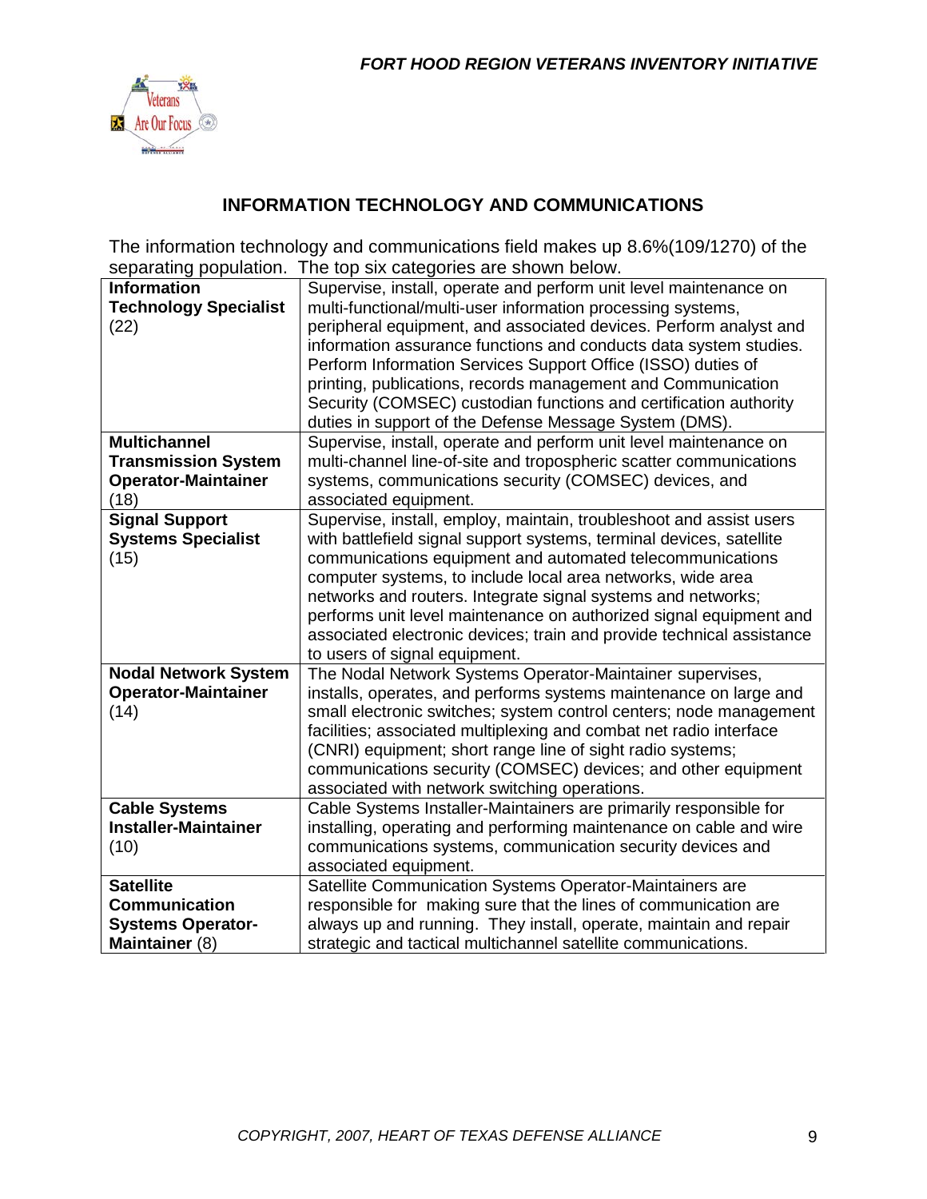## INFORMATION TECHNOLOGY AND COMMUNICATIONS

The information technology and communications field makes up 8.6%(109/1270) of the separating population. The top six categories are shown below.

| | |
|---|---|
| **Information Technology Specialist** (22) | Supervise, install, operate and perform unit level maintenance on multi-functional/multi-user information processing systems, peripheral equipment, and associated devices. Perform analyst and information assurance functions and conducts data system studies. Perform Information Services Support Office (ISSO) duties of printing, publications, records management and Communication Security (COMSEC) custodian functions and certification authority duties in support of the Defense Message System (DMS). |
| **Multichannel Transmission System Operator-Maintainer** (18) | Supervise, install, operate and perform unit level maintenance on multi-channel line-of-site and tropospheric scatter communications systems, communications security (COMSEC) devices, and associated equipment. |
| **Signal Support Systems Specialist** (15) | Supervise, install, employ, maintain, troubleshoot and assist users with battlefield signal support systems, terminal devices, satellite communications equipment and automated telecommunications computer systems, to include local area networks, wide area networks and routers. Integrate signal systems and networks; performs unit level maintenance on authorized signal equipment and associated electronic devices; train and provide technical assistance to users of signal equipment. |
| **Nodal Network System Operator-Maintainer** (14) | The Nodal Network Systems Operator-Maintainer supervises, installs, operates, and performs systems maintenance on large and small electronic switches; system control centers; node management facilities; associated multiplexing and combat net radio interface (CNRI) equipment; short range line of sight radio systems; communications security (COMSEC) devices; and other equipment associated with network switching operations. |
| **Cable Systems Installer-Maintainer** (10) | Cable Systems Installer-Maintainers are primarily responsible for installing, operating and performing maintenance on cable and wire communications systems, communication security devices and associated equipment. |
| **Satellite Communication Systems Operator-Maintainer** (8) | Satellite Communication Systems Operator-Maintainers are responsible for making sure that the lines of communication are always up and running. They install, operate, maintain and repair strategic and tactical multichannel satellite communications. |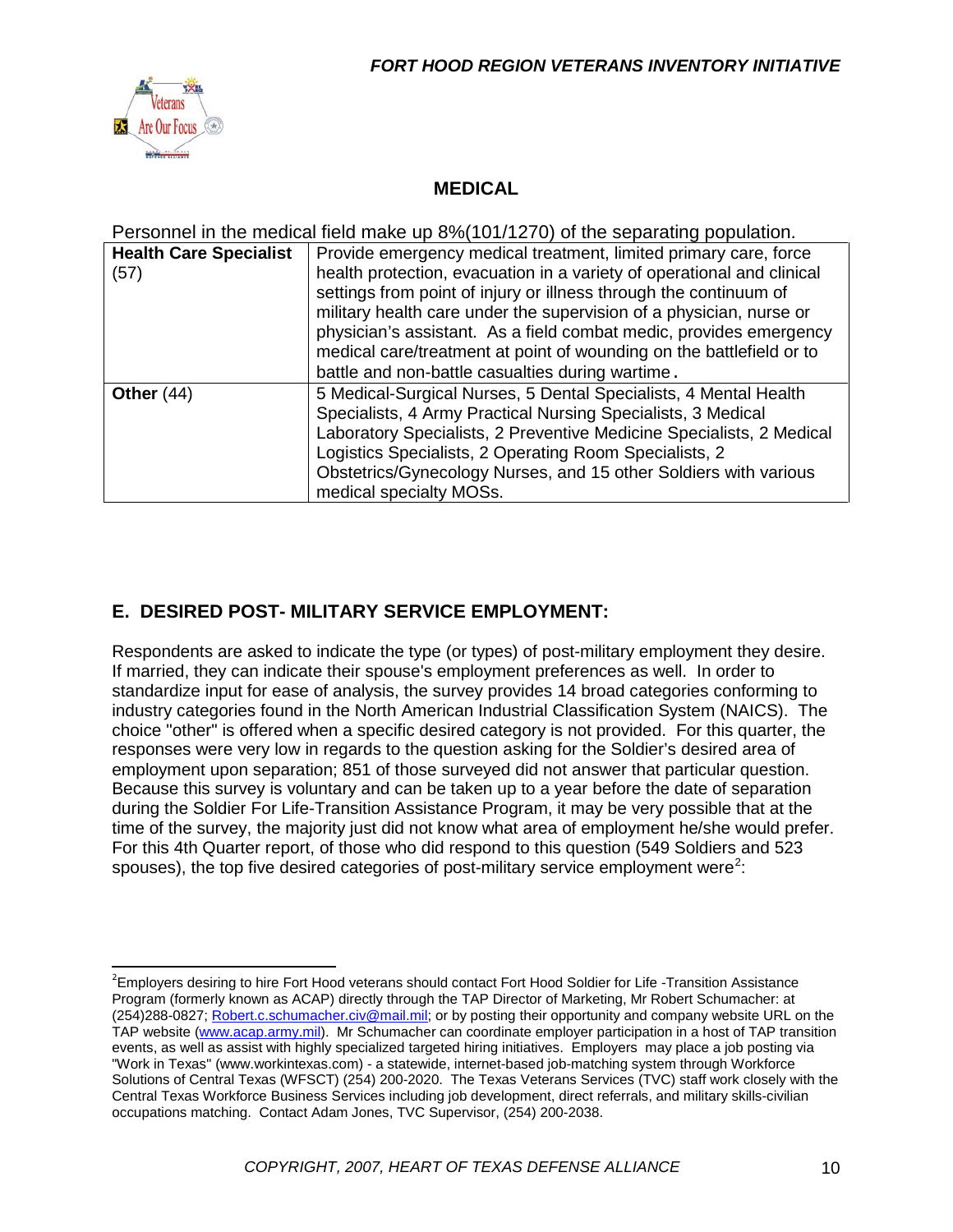## MEDICAL

Personnel in the medical field make up 8%(101/1270) of the separating population.

| | |
|---|---|
| **Health Care Specialist** (57) | Provide emergency medical treatment, limited primary care, force health protection, evacuation in a variety of operational and clinical settings from point of injury or illness through the continuum of military health care under the supervision of a physician, nurse or physician's assistant. As a field combat medic, provides emergency medical care/treatment at point of wounding on the battlefield or to battle and non-battle casualties during wartime. |
| **Other** (44) | 5 Medical-Surgical Nurses, 5 Dental Specialists, 4 Mental Health Specialists, 4 Army Practical Nursing Specialists, 3 Medical Laboratory Specialists, 2 Preventive Medicine Specialists, 2 Medical Logistics Specialists, 2 Operating Room Specialists, 2 Obstetrics/Gynecology Nurses, and 15 other Soldiers with various medical specialty MOSs. |

## E. DESIRED POST- MILITARY SERVICE EMPLOYMENT:

Respondents are asked to indicate the type (or types) of post-military employment they desire. If married, they can indicate their spouse's employment preferences as well. In order to standardize input for ease of analysis, the survey provides 14 broad categories conforming to industry categories found in the North American Industrial Classification System (NAICS). The choice "other" is offered when a specific desired category is not provided. For this quarter, the responses were very low in regards to the question asking for the Soldier's desired area of employment upon separation; 851 of those surveyed did not answer that particular question. Because this survey is voluntary and can be taken up to a year before the date of separation during the Soldier For Life-Transition Assistance Program, it may be very possible that at the time of the survey, the majority just did not know what area of employment he/she would prefer. For this 4th Quarter report, of those who did respond to this question (549 Soldiers and 523 spouses), the top five desired categories of post-military service employment were[2]:

---

[2]Employers desiring to hire Fort Hood veterans should contact Fort Hood Soldier for Life -Transition Assistance Program (formerly known as ACAP) directly through the TAP Director of Marketing, Mr Robert Schumacher: at (254)288-0827; Robert.c.schumacher.civ@mail.mil; or by posting their opportunity and company website URL on the TAP website (www.acap.army.mil). Mr Schumacher can coordinate employer participation in a host of TAP transition events, as well as assist with highly specialized targeted hiring initiatives. Employers may place a job posting via "Work in Texas" (www.workintexas.com) - a statewide, internet-based job-matching system through Workforce Solutions of Central Texas (WFSCT) (254) 200-2020. The Texas Veterans Services (TVC) staff work closely with the Central Texas Workforce Business Services including job development, direct referrals, and military skills-civilian occupations matching. Contact Adam Jones, TVC Supervisor, (254) 200-2038.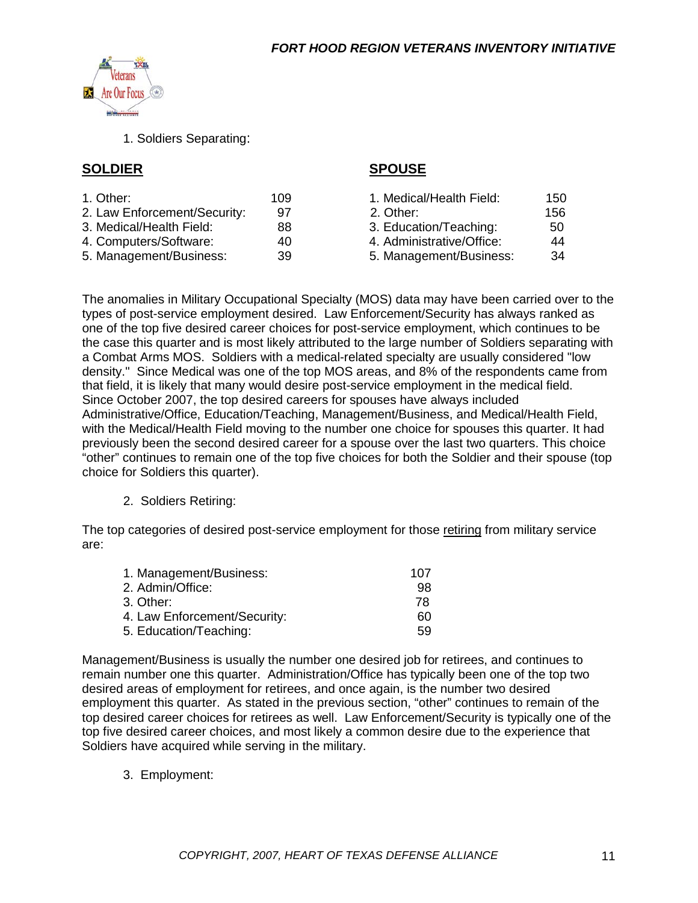1. Soldiers Separating:

| **SOLDIER** | | **SPOUSE** | |
|---|---|---|---|
| 1. Other: | 109 | 1. Medical/Health Field: | 150 |
| 2. Law Enforcement/Security: | 97 | 2. Other: | 156 |
| 3. Medical/Health Field: | 88 | 3. Education/Teaching: | 50 |
| 4. Computers/Software: | 40 | 4. Administrative/Office: | 44 |
| 5. Management/Business: | 39 | 5. Management/Business: | 34 |

The anomalies in Military Occupational Specialty (MOS) data may have been carried over to the types of post-service employment desired. Law Enforcement/Security has always ranked as one of the top five desired career choices for post-service employment, which continues to be the case this quarter and is most likely attributed to the large number of Soldiers separating with a Combat Arms MOS. Soldiers with a medical-related specialty are usually considered "low density." Since Medical was one of the top MOS areas, and 8% of the respondents came from that field, it is likely that many would desire post-service employment in the medical field. Since October 2007, the top desired careers for spouses have always included Administrative/Office, Education/Teaching, Management/Business, and Medical/Health Field, with the Medical/Health Field moving to the number one choice for spouses this quarter. It had previously been the second desired career for a spouse over the last two quarters. This choice "other" continues to remain one of the top five choices for both the Soldier and their spouse (top choice for Soldiers this quarter).

2. Soldiers Retiring:

The top categories of desired post-service employment for those retiring from military service are:

| | |
|---|---|
| 1. Management/Business: | 107 |
| 2. Admin/Office: | 98 |
| 3. Other: | 78 |
| 4. Law Enforcement/Security: | 60 |
| 5. Education/Teaching: | 59 |

Management/Business is usually the number one desired job for retirees, and continues to remain number one this quarter. Administration/Office has typically been one of the top two desired areas of employment for retirees, and once again, is the number two desired employment this quarter. As stated in the previous section, "other" continues to remain of the top desired career choices for retirees as well. Law Enforcement/Security is typically one of the top five desired career choices, and most likely a common desire due to the experience that Soldiers have acquired while serving in the military.

3. Employment: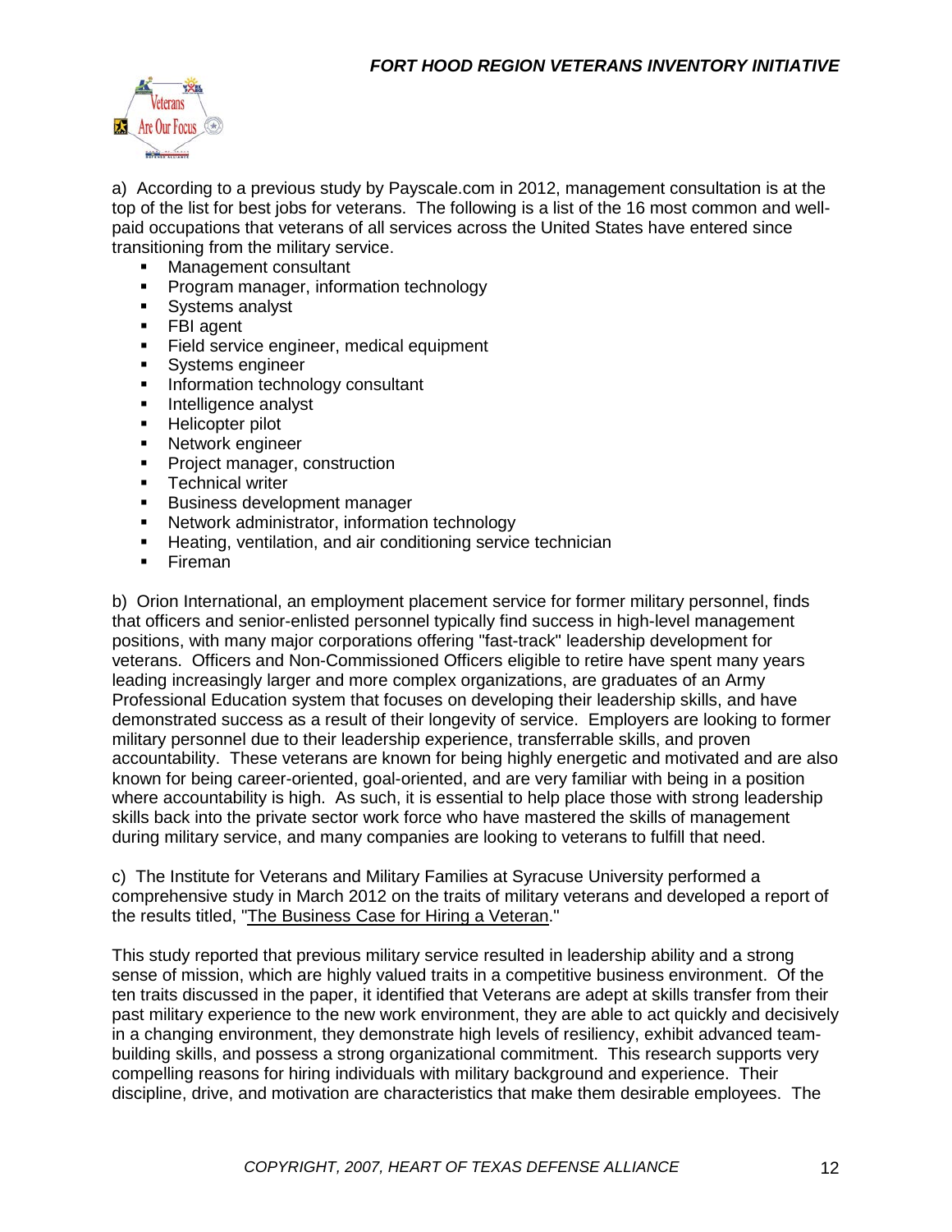a) According to a previous study by Payscale.com in 2012, management consultation is at the top of the list for best jobs for veterans. The following is a list of the 16 most common and well-paid occupations that veterans of all services across the United States have entered since transitioning from the military service.

- Management consultant
- Program manager, information technology
- Systems analyst
- FBI agent
- Field service engineer, medical equipment
- Systems engineer
- Information technology consultant
- Intelligence analyst
- Helicopter pilot
- Network engineer
- Project manager, construction
- Technical writer
- Business development manager
- Network administrator, information technology
- Heating, ventilation, and air conditioning service technician
- Fireman

b) Orion International, an employment placement service for former military personnel, finds that officers and senior-enlisted personnel typically find success in high-level management positions, with many major corporations offering "fast-track" leadership development for veterans. Officers and Non-Commissioned Officers eligible to retire have spent many years leading increasingly larger and more complex organizations, are graduates of an Army Professional Education system that focuses on developing their leadership skills, and have demonstrated success as a result of their longevity of service. Employers are looking to former military personnel due to their leadership experience, transferrable skills, and proven accountability. These veterans are known for being highly energetic and motivated and are also known for being career-oriented, goal-oriented, and are very familiar with being in a position where accountability is high. As such, it is essential to help place those with strong leadership skills back into the private sector work force who have mastered the skills of management during military service, and many companies are looking to veterans to fulfill that need.

c) The Institute for Veterans and Military Families at Syracuse University performed a comprehensive study in March 2012 on the traits of military veterans and developed a report of the results titled, "The Business Case for Hiring a Veteran."

This study reported that previous military service resulted in leadership ability and a strong sense of mission, which are highly valued traits in a competitive business environment. Of the ten traits discussed in the paper, it identified that Veterans are adept at skills transfer from their past military experience to the new work environment, they are able to act quickly and decisively in a changing environment, they demonstrate high levels of resiliency, exhibit advanced team-building skills, and possess a strong organizational commitment. This research supports very compelling reasons for hiring individuals with military background and experience. Their discipline, drive, and motivation are characteristics that make them desirable employees. The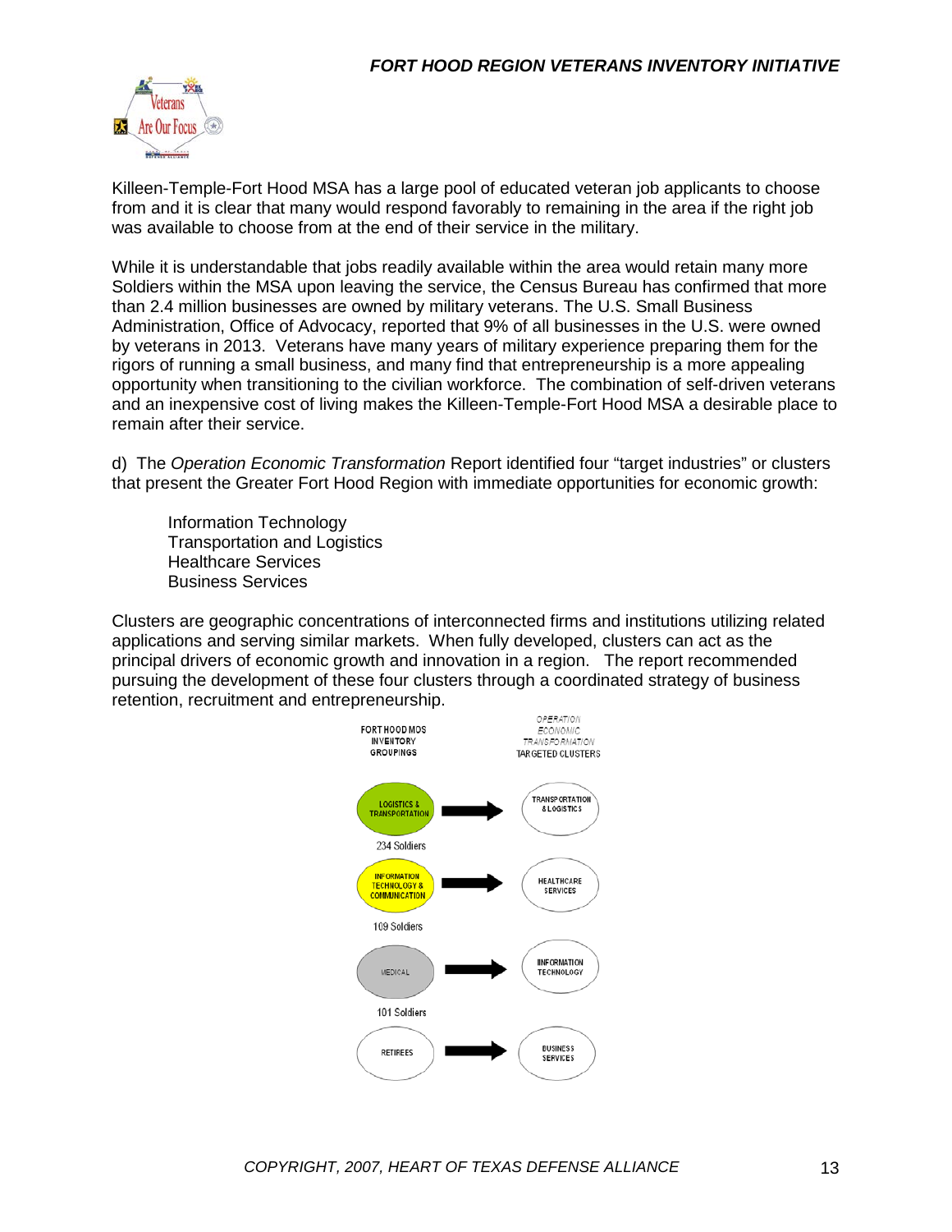Killeen-Temple-Fort Hood MSA has a large pool of educated veteran job applicants to choose from and it is clear that many would respond favorably to remaining in the area if the right job was available to choose from at the end of their service in the military.

While it is understandable that jobs readily available within the area would retain many more Soldiers within the MSA upon leaving the service, the Census Bureau has confirmed that more than 2.4 million businesses are owned by military veterans. The U.S. Small Business Administration, Office of Advocacy, reported that 9% of all businesses in the U.S. were owned by veterans in 2013. Veterans have many years of military experience preparing them for the rigors of running a small business, and many find that entrepreneurship is a more appealing opportunity when transitioning to the civilian workforce. The combination of self-driven veterans and an inexpensive cost of living makes the Killeen-Temple-Fort Hood MSA a desirable place to remain after their service.

d) The *Operation Economic Transformation* Report identified four "target industries" or clusters that present the Greater Fort Hood Region with immediate opportunities for economic growth:

Information Technology
Transportation and Logistics
Healthcare Services
Business Services

Clusters are geographic concentrations of interconnected firms and institutions utilizing related applications and serving similar markets. When fully developed, clusters can act as the principal drivers of economic growth and innovation in a region. The report recommended pursuing the development of these four clusters through a coordinated strategy of business retention, recruitment and entrepreneurship.

| FORT HOOD MOS INVENTORY GROUPINGS | | *OPERATION ECONOMIC TRANSFORMATION* TARGETED CLUSTERS |
|---|---|---|
| LOGISTICS & TRANSPORTATION (234 Soldiers) | → | TRANSPORTATION & LOGISTICS |
| INFORMATION TECHNOLOGY & COMMUNICATION (109 Soldiers) | → | HEALTHCARE SERVICES |
| MEDICAL (101 Soldiers) | → | INFORMATION TECHNOLOGY |
| RETIREES | → | BUSINESS SERVICES |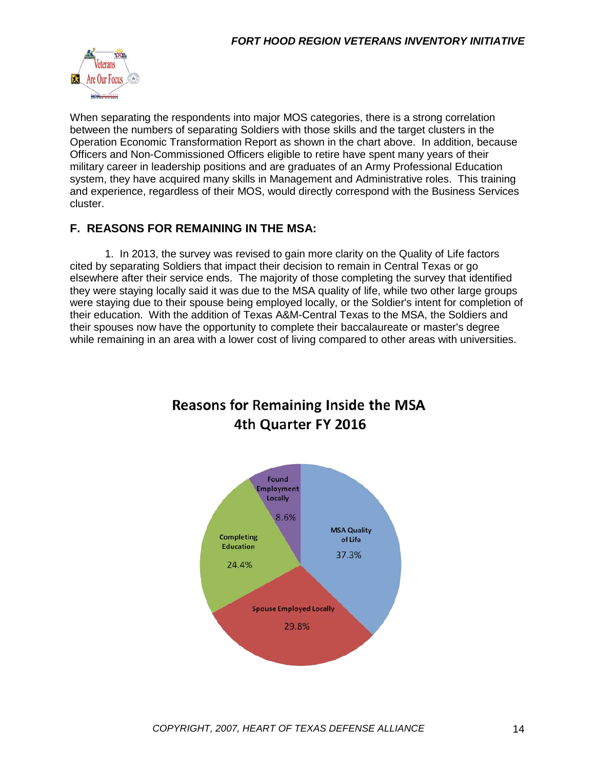When separating the respondents into major MOS categories, there is a strong correlation between the numbers of separating Soldiers with those skills and the target clusters in the Operation Economic Transformation Report as shown in the chart above. In addition, because Officers and Non-Commissioned Officers eligible to retire have spent many years of their military career in leadership positions and are graduates of an Army Professional Education system, they have acquired many skills in Management and Administrative roles. This training and experience, regardless of their MOS, would directly correspond with the Business Services cluster.

## F. REASONS FOR REMAINING IN THE MSA:

1. In 2013, the survey was revised to gain more clarity on the Quality of Life factors cited by separating Soldiers that impact their decision to remain in Central Texas or go elsewhere after their service ends. The majority of those completing the survey that identified they were staying locally said it was due to the MSA quality of life, while two other large groups were staying due to their spouse being employed locally, or the Soldier's intent for completion of their education. With the addition of Texas A&M-Central Texas to the MSA, the Soldiers and their spouses now have the opportunity to complete their baccalaureate or master's degree while remaining in an area with a lower cost of living compared to other areas with universities.

**Reasons for Remaining Inside the MSA**
**4th Quarter FY 2016**

| Reason | Percentage |
| --- | --- |
| MSA Quality of Life | 37.3% |
| Spouse Employed Locally | 29.8% |
| Completing Education | 24.4% |
| Found Employment Locally | 8.6% |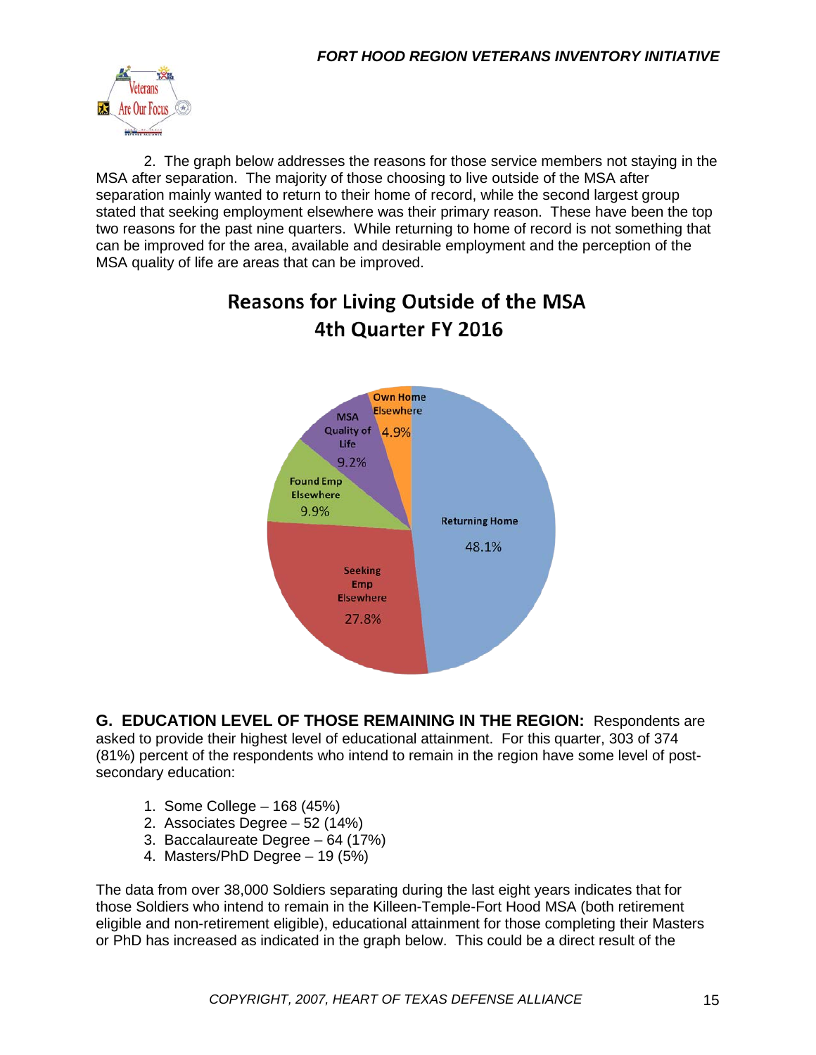2. The graph below addresses the reasons for those service members not staying in the MSA after separation. The majority of those choosing to live outside of the MSA after separation mainly wanted to return to their home of record, while the second largest group stated that seeking employment elsewhere was their primary reason. These have been the top two reasons for the past nine quarters. While returning to home of record is not something that can be improved for the area, available and desirable employment and the perception of the MSA quality of life are areas that can be improved.

**Reasons for Living Outside of the MSA**
**4th Quarter FY 2016**

| Reason | Percent |
|---|---|
| Returning Home | 48.1% |
| Seeking Emp Elsewhere | 27.8% |
| Found Emp Elsewhere | 9.9% |
| MSA Quality of Life | 9.2% |
| Own Home Elsewhere | 4.9% |

**G. EDUCATION LEVEL OF THOSE REMAINING IN THE REGION:** Respondents are asked to provide their highest level of educational attainment. For this quarter, 303 of 374 (81%) percent of the respondents who intend to remain in the region have some level of post-secondary education:

1. Some College – 168 (45%)
2. Associates Degree – 52 (14%)
3. Baccalaureate Degree – 64 (17%)
4. Masters/PhD Degree – 19 (5%)

The data from over 38,000 Soldiers separating during the last eight years indicates that for those Soldiers who intend to remain in the Killeen-Temple-Fort Hood MSA (both retirement eligible and non-retirement eligible), educational attainment for those completing their Masters or PhD has increased as indicated in the graph below. This could be a direct result of the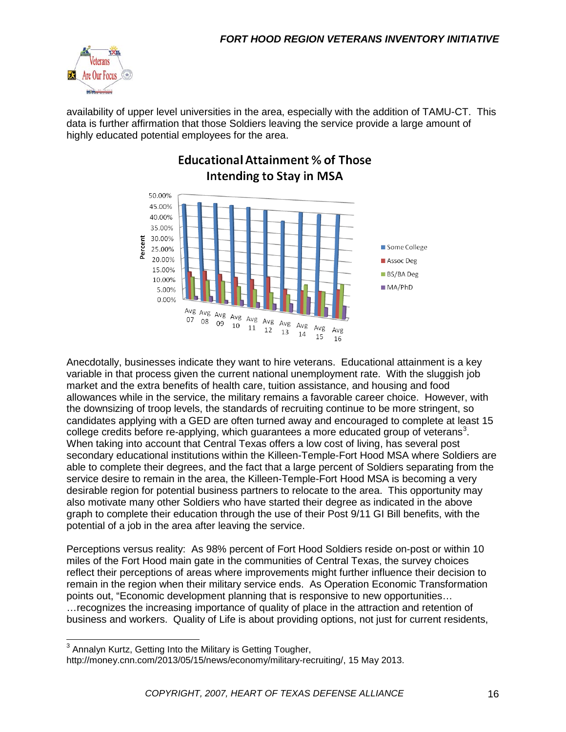availability of upper level universities in the area, especially with the addition of TAMU-CT. This data is further affirmation that those Soldiers leaving the service provide a large amount of highly educated potential employees for the area.

**Educational Attainment % of Those Intending to Stay in MSA**

Anecdotally, businesses indicate they want to hire veterans. Educational attainment is a key variable in that process given the current national unemployment rate. With the sluggish job market and the extra benefits of health care, tuition assistance, and housing and food allowances while in the service, the military remains a favorable career choice. However, with the downsizing of troop levels, the standards of recruiting continue to be more stringent, so candidates applying with a GED are often turned away and encouraged to complete at least 15 college credits before re-applying, which guarantees a more educated group of veterans[3]. When taking into account that Central Texas offers a low cost of living, has several post secondary educational institutions within the Killeen-Temple-Fort Hood MSA where Soldiers are able to complete their degrees, and the fact that a large percent of Soldiers separating from the service desire to remain in the area, the Killeen-Temple-Fort Hood MSA is becoming a very desirable region for potential business partners to relocate to the area. This opportunity may also motivate many other Soldiers who have started their degree as indicated in the above graph to complete their education through the use of their Post 9/11 GI Bill benefits, with the potential of a job in the area after leaving the service.

Perceptions versus reality: As 98% percent of Fort Hood Soldiers reside on-post or within 10 miles of the Fort Hood main gate in the communities of Central Texas, the survey choices reflect their perceptions of areas where improvements might further influence their decision to remain in the region when their military service ends. As Operation Economic Transformation points out, "Economic development planning that is responsive to new opportunities… …recognizes the increasing importance of quality of place in the attraction and retention of business and workers. Quality of Life is about providing options, not just for current residents,

---

[3] Annalyn Kurtz, Getting Into the Military is Getting Tougher, http://money.cnn.com/2013/05/15/news/economy/military-recruiting/, 15 May 2013.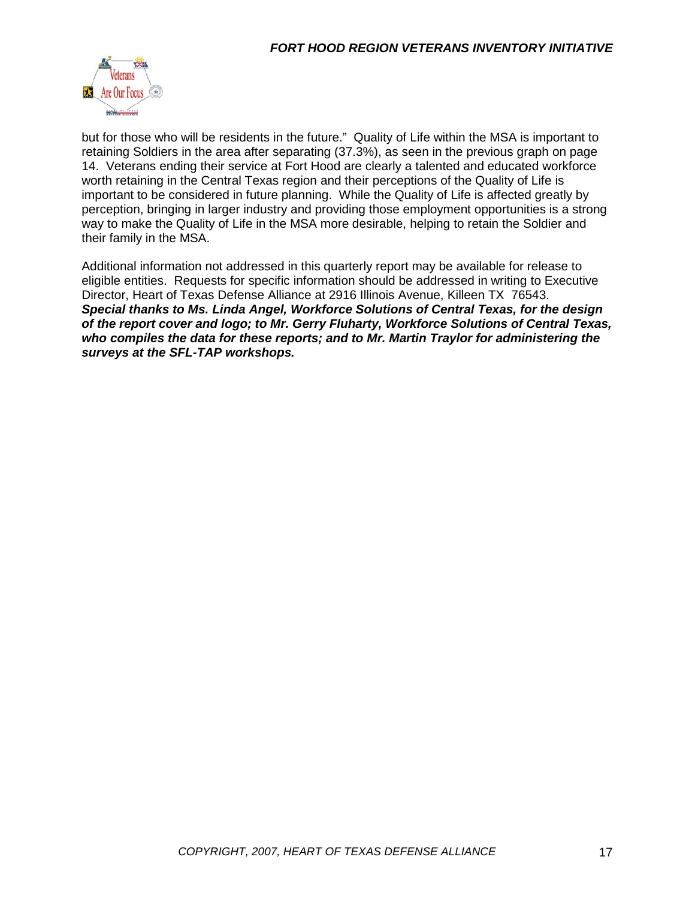but for those who will be residents in the future." Quality of Life within the MSA is important to retaining Soldiers in the area after separating (37.3%), as seen in the previous graph on page 14. Veterans ending their service at Fort Hood are clearly a talented and educated workforce worth retaining in the Central Texas region and their perceptions of the Quality of Life is important to be considered in future planning. While the Quality of Life is affected greatly by perception, bringing in larger industry and providing those employment opportunities is a strong way to make the Quality of Life in the MSA more desirable, helping to retain the Soldier and their family in the MSA.

Additional information not addressed in this quarterly report may be available for release to eligible entities. Requests for specific information should be addressed in writing to Executive Director, Heart of Texas Defense Alliance at 2916 Illinois Avenue, Killeen TX 76543.
***Special thanks to Ms. Linda Angel, Workforce Solutions of Central Texas, for the design of the report cover and logo; to Mr. Gerry Fluharty, Workforce Solutions of Central Texas, who compiles the data for these reports; and to Mr. Martin Traylor for administering the surveys at the SFL-TAP workshops.***